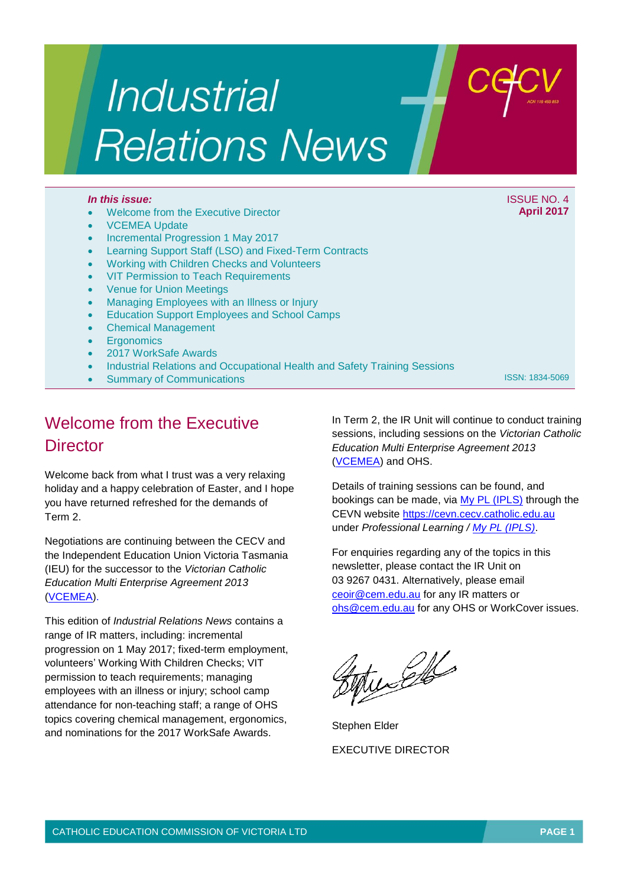# Industrial Relations News

cecv

ACN 119 460 853

***In this issue:***

- Welcome from the Executive Director
- VCEMEA Update
- Incremental Progression 1 May 2017
- Learning Support Staff (LSO) and Fixed-Term Contracts
- Working with Children Checks and Volunteers
- VIT Permission to Teach Requirements
- Venue for Union Meetings
- Managing Employees with an Illness or Injury
- Education Support Employees and School Camps
- Chemical Management
- Ergonomics
- 2017 WorkSafe Awards
- Industrial Relations and Occupational Health and Safety Training Sessions
- Summary of Communications

ISSUE NO. 4
**April 2017**

ISSN: 1834-5069

## Welcome from the Executive Director

Welcome back from what I trust was a very relaxing holiday and a happy celebration of Easter, and I hope you have returned refreshed for the demands of Term 2.

Negotiations are continuing between the CECV and the Independent Education Union Victoria Tasmania (IEU) for the successor to the *Victorian Catholic Education Multi Enterprise Agreement 2013* (VCEMEA).

This edition of *Industrial Relations News* contains a range of IR matters, including: incremental progression on 1 May 2017; fixed-term employment, volunteers' Working With Children Checks; VIT permission to teach requirements; managing employees with an illness or injury; school camp attendance for non-teaching staff; a range of OHS topics covering chemical management, ergonomics, and nominations for the 2017 WorkSafe Awards.

In Term 2, the IR Unit will continue to conduct training sessions, including sessions on the *Victorian Catholic Education Multi Enterprise Agreement 2013* (VCEMEA) and OHS.

Details of training sessions can be found, and bookings can be made, via My PL (IPLS) through the CEVN website https://cevn.cecv.catholic.edu.au under *Professional Learning / My PL (IPLS)*.

For enquiries regarding any of the topics in this newsletter, please contact the IR Unit on 03 9267 0431. Alternatively, please email ceoir@cem.edu.au for any IR matters or ohs@cem.edu.au for any OHS or WorkCover issues.

Stephen Elder

EXECUTIVE DIRECTOR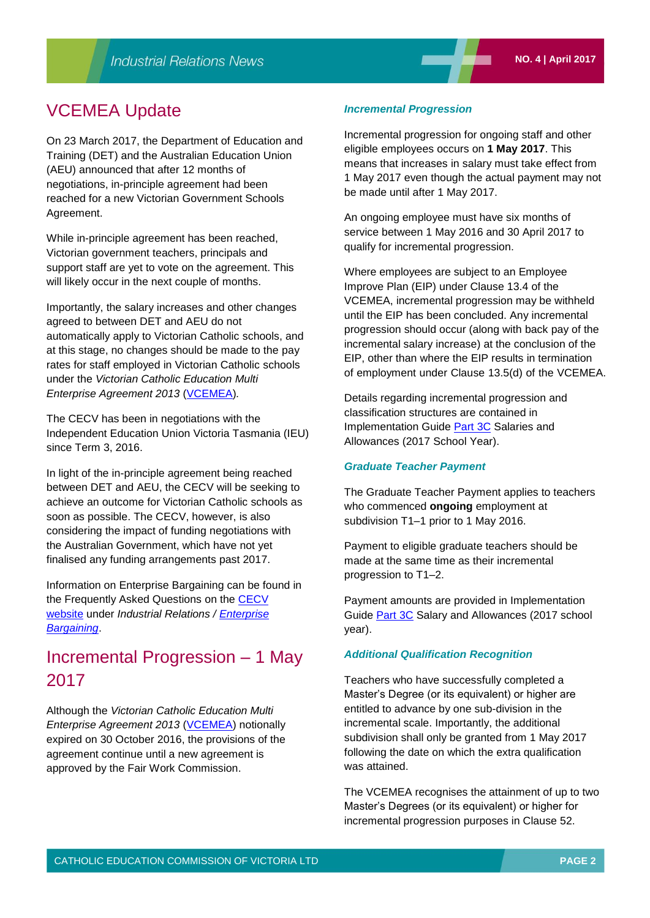# VCEMEA Update

On 23 March 2017, the Department of Education and Training (DET) and the Australian Education Union (AEU) announced that after 12 months of negotiations, in-principle agreement had been reached for a new Victorian Government Schools Agreement.

While in-principle agreement has been reached, Victorian government teachers, principals and support staff are yet to vote on the agreement. This will likely occur in the next couple of months.

Importantly, the salary increases and other changes agreed to between DET and AEU do not automatically apply to Victorian Catholic schools, and at this stage, no changes should be made to the pay rates for staff employed in Victorian Catholic schools under the *Victorian Catholic Education Multi Enterprise Agreement 2013* (VCEMEA).

The CECV has been in negotiations with the Independent Education Union Victoria Tasmania (IEU) since Term 3, 2016.

In light of the in-principle agreement being reached between DET and AEU, the CECV will be seeking to achieve an outcome for Victorian Catholic schools as soon as possible. The CECV, however, is also considering the impact of funding negotiations with the Australian Government, which have not yet finalised any funding arrangements past 2017.

Information on Enterprise Bargaining can be found in the Frequently Asked Questions on the CECV website under *Industrial Relations / Enterprise Bargaining*.

# Incremental Progression – 1 May 2017

Although the *Victorian Catholic Education Multi Enterprise Agreement 2013* (VCEMEA) notionally expired on 30 October 2016, the provisions of the agreement continue until a new agreement is approved by the Fair Work Commission.

### *Incremental Progression*

Incremental progression for ongoing staff and other eligible employees occurs on **1 May 2017**. This means that increases in salary must take effect from 1 May 2017 even though the actual payment may not be made until after 1 May 2017.

An ongoing employee must have six months of service between 1 May 2016 and 30 April 2017 to qualify for incremental progression.

Where employees are subject to an Employee Improve Plan (EIP) under Clause 13.4 of the VCEMEA, incremental progression may be withheld until the EIP has been concluded. Any incremental progression should occur (along with back pay of the incremental salary increase) at the conclusion of the EIP, other than where the EIP results in termination of employment under Clause 13.5(d) of the VCEMEA.

Details regarding incremental progression and classification structures are contained in Implementation Guide Part 3C Salaries and Allowances (2017 School Year).

### *Graduate Teacher Payment*

The Graduate Teacher Payment applies to teachers who commenced **ongoing** employment at subdivision T1–1 prior to 1 May 2016.

Payment to eligible graduate teachers should be made at the same time as their incremental progression to T1–2.

Payment amounts are provided in Implementation Guide Part 3C Salary and Allowances (2017 school year).

### *Additional Qualification Recognition*

Teachers who have successfully completed a Master's Degree (or its equivalent) or higher are entitled to advance by one sub-division in the incremental scale. Importantly, the additional subdivision shall only be granted from 1 May 2017 following the date on which the extra qualification was attained.

The VCEMEA recognises the attainment of up to two Master's Degrees (or its equivalent) or higher for incremental progression purposes in Clause 52.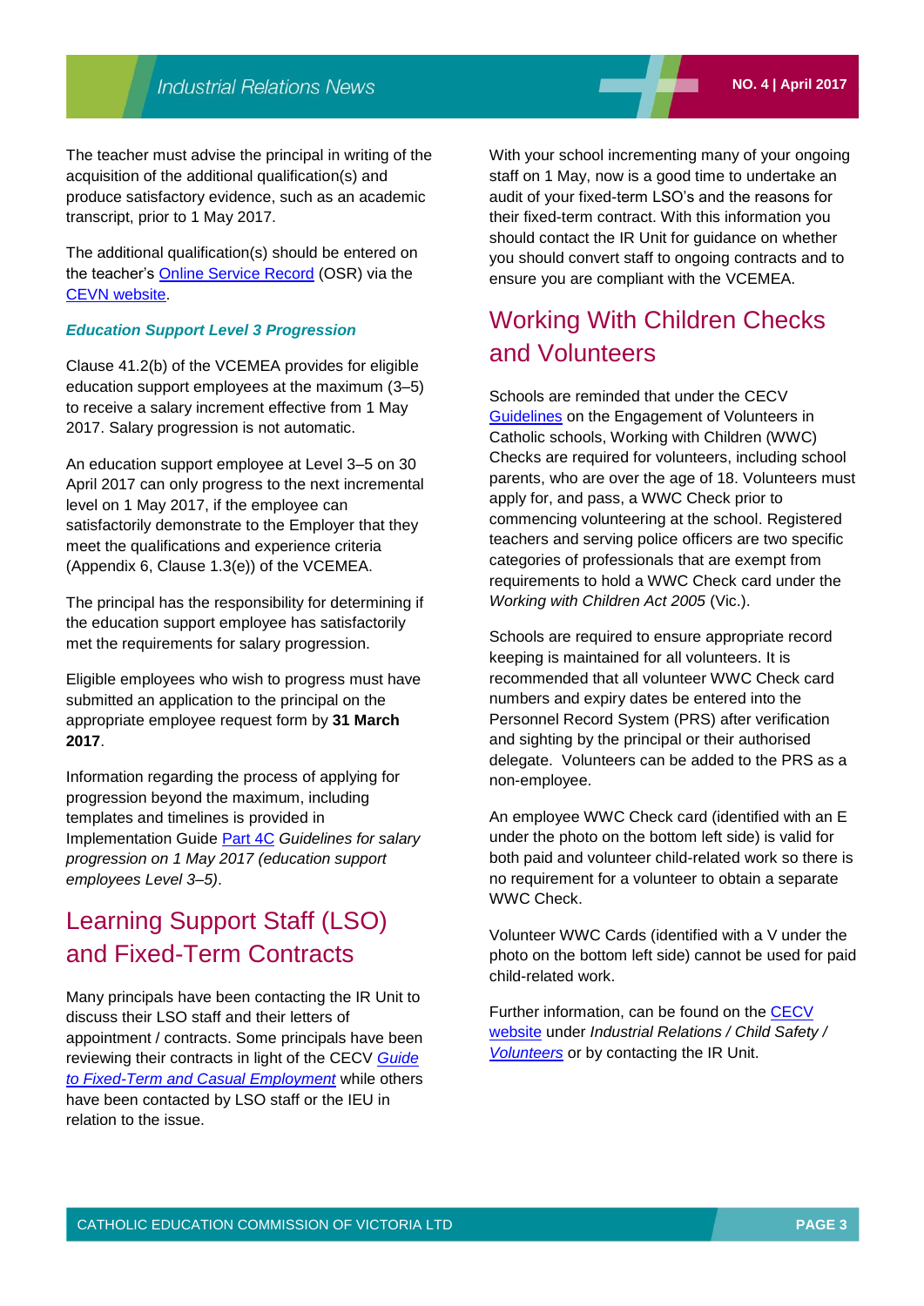The teacher must advise the principal in writing of the acquisition of the additional qualification(s) and produce satisfactory evidence, such as an academic transcript, prior to 1 May 2017.

The additional qualification(s) should be entered on the teacher's Online Service Record (OSR) via the CEVN website.

### *Education Support Level 3 Progression*

Clause 41.2(b) of the VCEMEA provides for eligible education support employees at the maximum (3–5) to receive a salary increment effective from 1 May 2017. Salary progression is not automatic.

An education support employee at Level 3–5 on 30 April 2017 can only progress to the next incremental level on 1 May 2017, if the employee can satisfactorily demonstrate to the Employer that they meet the qualifications and experience criteria (Appendix 6, Clause 1.3(e)) of the VCEMEA.

The principal has the responsibility for determining if the education support employee has satisfactorily met the requirements for salary progression.

Eligible employees who wish to progress must have submitted an application to the principal on the appropriate employee request form by **31 March 2017**.

Information regarding the process of applying for progression beyond the maximum, including templates and timelines is provided in Implementation Guide Part 4C *Guidelines for salary progression on 1 May 2017 (education support employees Level 3–5)*.

## Learning Support Staff (LSO) and Fixed-Term Contracts

Many principals have been contacting the IR Unit to discuss their LSO staff and their letters of appointment / contracts. Some principals have been reviewing their contracts in light of the CECV *Guide to Fixed-Term and Casual Employment* while others have been contacted by LSO staff or the IEU in relation to the issue.

With your school incrementing many of your ongoing staff on 1 May, now is a good time to undertake an audit of your fixed-term LSO's and the reasons for their fixed-term contract. With this information you should contact the IR Unit for guidance on whether you should convert staff to ongoing contracts and to ensure you are compliant with the VCEMEA.

## Working With Children Checks and Volunteers

Schools are reminded that under the CECV Guidelines on the Engagement of Volunteers in Catholic schools, Working with Children (WWC) Checks are required for volunteers, including school parents, who are over the age of 18. Volunteers must apply for, and pass, a WWC Check prior to commencing volunteering at the school. Registered teachers and serving police officers are two specific categories of professionals that are exempt from requirements to hold a WWC Check card under the *Working with Children Act 2005* (Vic.).

Schools are required to ensure appropriate record keeping is maintained for all volunteers. It is recommended that all volunteer WWC Check card numbers and expiry dates be entered into the Personnel Record System (PRS) after verification and sighting by the principal or their authorised delegate. Volunteers can be added to the PRS as a non-employee.

An employee WWC Check card (identified with an E under the photo on the bottom left side) is valid for both paid and volunteer child-related work so there is no requirement for a volunteer to obtain a separate WWC Check.

Volunteer WWC Cards (identified with a V under the photo on the bottom left side) cannot be used for paid child-related work.

Further information, can be found on the CECV website under *Industrial Relations / Child Safety / Volunteers* or by contacting the IR Unit.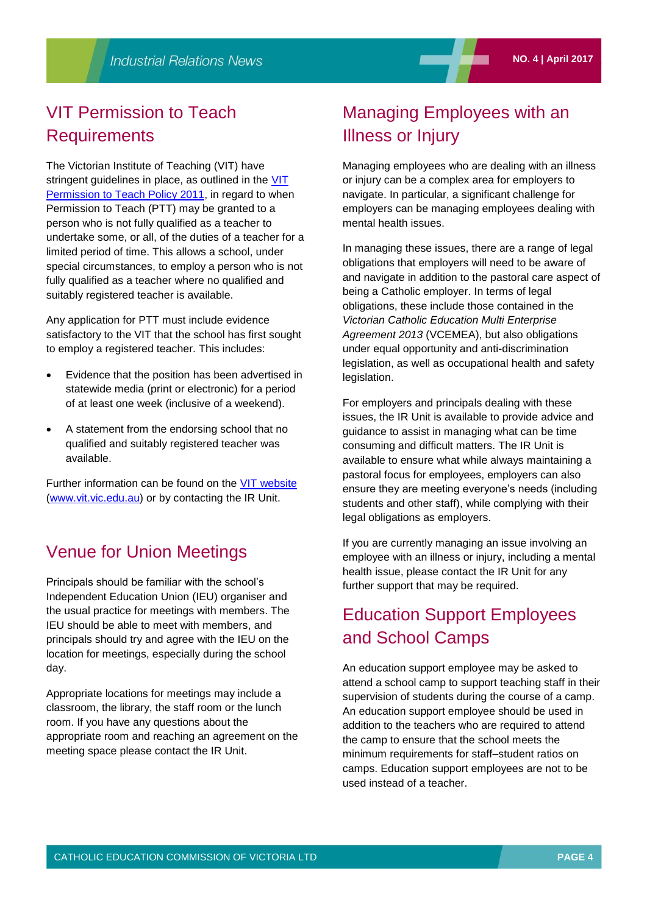## VIT Permission to Teach Requirements

The Victorian Institute of Teaching (VIT) have stringent guidelines in place, as outlined in the VIT Permission to Teach Policy 2011, in regard to when Permission to Teach (PTT) may be granted to a person who is not fully qualified as a teacher to undertake some, or all, of the duties of a teacher for a limited period of time. This allows a school, under special circumstances, to employ a person who is not fully qualified as a teacher where no qualified and suitably registered teacher is available.

Any application for PTT must include evidence satisfactory to the VIT that the school has first sought to employ a registered teacher. This includes:

- Evidence that the position has been advertised in statewide media (print or electronic) for a period of at least one week (inclusive of a weekend).
- A statement from the endorsing school that no qualified and suitably registered teacher was available.

Further information can be found on the VIT website (www.vit.vic.edu.au) or by contacting the IR Unit.

## Venue for Union Meetings

Principals should be familiar with the school's Independent Education Union (IEU) organiser and the usual practice for meetings with members. The IEU should be able to meet with members, and principals should try and agree with the IEU on the location for meetings, especially during the school day.

Appropriate locations for meetings may include a classroom, the library, the staff room or the lunch room. If you have any questions about the appropriate room and reaching an agreement on the meeting space please contact the IR Unit.

## Managing Employees with an Illness or Injury

Managing employees who are dealing with an illness or injury can be a complex area for employers to navigate. In particular, a significant challenge for employers can be managing employees dealing with mental health issues.

In managing these issues, there are a range of legal obligations that employers will need to be aware of and navigate in addition to the pastoral care aspect of being a Catholic employer. In terms of legal obligations, these include those contained in the *Victorian Catholic Education Multi Enterprise Agreement 2013* (VCEMEA), but also obligations under equal opportunity and anti-discrimination legislation, as well as occupational health and safety legislation.

For employers and principals dealing with these issues, the IR Unit is available to provide advice and guidance to assist in managing what can be time consuming and difficult matters. The IR Unit is available to ensure what while always maintaining a pastoral focus for employees, employers can also ensure they are meeting everyone's needs (including students and other staff), while complying with their legal obligations as employers.

If you are currently managing an issue involving an employee with an illness or injury, including a mental health issue, please contact the IR Unit for any further support that may be required.

## Education Support Employees and School Camps

An education support employee may be asked to attend a school camp to support teaching staff in their supervision of students during the course of a camp. An education support employee should be used in addition to the teachers who are required to attend the camp to ensure that the school meets the minimum requirements for staff–student ratios on camps. Education support employees are not to be used instead of a teacher.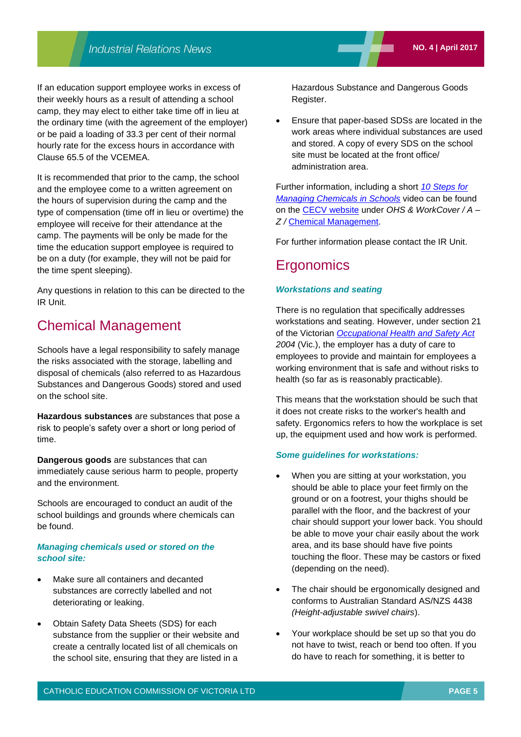If an education support employee works in excess of their weekly hours as a result of attending a school camp, they may elect to either take time off in lieu at the ordinary time (with the agreement of the employer) or be paid a loading of 33.3 per cent of their normal hourly rate for the excess hours in accordance with Clause 65.5 of the VCEMEA.

It is recommended that prior to the camp, the school and the employee come to a written agreement on the hours of supervision during the camp and the type of compensation (time off in lieu or overtime) the employee will receive for their attendance at the camp. The payments will be only be made for the time the education support employee is required to be on a duty (for example, they will not be paid for the time spent sleeping).

Any questions in relation to this can be directed to the IR Unit.

## Chemical Management

Schools have a legal responsibility to safely manage the risks associated with the storage, labelling and disposal of chemicals (also referred to as Hazardous Substances and Dangerous Goods) stored and used on the school site.

**Hazardous substances** are substances that pose a risk to people's safety over a short or long period of time.

**Dangerous goods** are substances that can immediately cause serious harm to people, property and the environment.

Schools are encouraged to conduct an audit of the school buildings and grounds where chemicals can be found.

### *Managing chemicals used or stored on the school site:*

- Make sure all containers and decanted substances are correctly labelled and not deteriorating or leaking.
- Obtain Safety Data Sheets (SDS) for each substance from the supplier or their website and create a centrally located list of all chemicals on the school site, ensuring that they are listed in a Hazardous Substance and Dangerous Goods Register.
- Ensure that paper-based SDSs are located in the work areas where individual substances are used and stored. A copy of every SDS on the school site must be located at the front office/ administration area.

Further information, including a short *10 Steps for Managing Chemicals in Schools* video can be found on the CECV website under *OHS & WorkCover / A – Z /* Chemical Management.

For further information please contact the IR Unit.

## Ergonomics

### *Workstations and seating*

There is no regulation that specifically addresses workstations and seating. However, under section 21 of the Victorian *Occupational Health and Safety Act 2004* (Vic.), the employer has a duty of care to employees to provide and maintain for employees a working environment that is safe and without risks to health (so far as is reasonably practicable).

This means that the workstation should be such that it does not create risks to the worker's health and safety. Ergonomics refers to how the workplace is set up, the equipment used and how work is performed.

### *Some guidelines for workstations:*

- When you are sitting at your workstation, you should be able to place your feet firmly on the ground or on a footrest, your thighs should be parallel with the floor, and the backrest of your chair should support your lower back. You should be able to move your chair easily about the work area, and its base should have five points touching the floor. These may be castors or fixed (depending on the need).
- The chair should be ergonomically designed and conforms to Australian Standard AS/NZS 4438 *(Height-adjustable swivel chairs*).
- Your workplace should be set up so that you do not have to twist, reach or bend too often. If you do have to reach for something, it is better to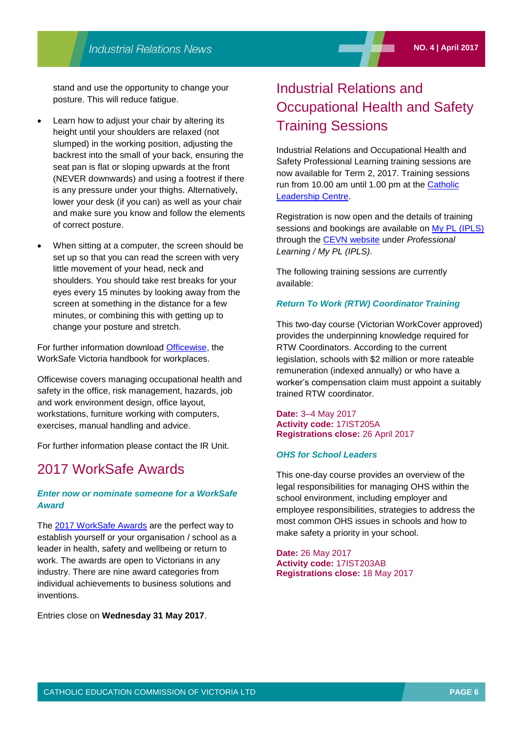stand and use the opportunity to change your posture. This will reduce fatigue.

- Learn how to adjust your chair by altering its height until your shoulders are relaxed (not slumped) in the working position, adjusting the backrest into the small of your back, ensuring the seat pan is flat or sloping upwards at the front (NEVER downwards) and using a footrest if there is any pressure under your thighs. Alternatively, lower your desk (if you can) as well as your chair and make sure you know and follow the elements of correct posture.
- When sitting at a computer, the screen should be set up so that you can read the screen with very little movement of your head, neck and shoulders. You should take rest breaks for your eyes every 15 minutes by looking away from the screen at something in the distance for a few minutes, or combining this with getting up to change your posture and stretch.

For further information download Officewise, the WorkSafe Victoria handbook for workplaces.

Officewise covers managing occupational health and safety in the office, risk management, hazards, job and work environment design, office layout, workstations, furniture working with computers, exercises, manual handling and advice.

For further information please contact the IR Unit.

## 2017 WorkSafe Awards

***Enter now or nominate someone for a WorkSafe Award***

The 2017 WorkSafe Awards are the perfect way to establish yourself or your organisation / school as a leader in health, safety and wellbeing or return to work. The awards are open to Victorians in any industry. There are nine award categories from individual achievements to business solutions and inventions.

Entries close on **Wednesday 31 May 2017**.

## Industrial Relations and Occupational Health and Safety Training Sessions

Industrial Relations and Occupational Health and Safety Professional Learning training sessions are now available for Term 2, 2017. Training sessions run from 10.00 am until 1.00 pm at the Catholic Leadership Centre.

Registration is now open and the details of training sessions and bookings are available on My PL (IPLS) through the CEVN website under *Professional Learning / My PL (IPLS)*.

The following training sessions are currently available:

***Return To Work (RTW) Coordinator Training***

This two-day course (Victorian WorkCover approved) provides the underpinning knowledge required for RTW Coordinators. According to the current legislation, schools with $2 million or more rateable remuneration (indexed annually) or who have a worker's compensation claim must appoint a suitably trained RTW coordinator.

**Date:** 3–4 May 2017
**Activity code:** 17IST205A
**Registrations close:** 26 April 2017

***OHS for School Leaders***

This one-day course provides an overview of the legal responsibilities for managing OHS within the school environment, including employer and employee responsibilities, strategies to address the most common OHS issues in schools and how to make safety a priority in your school.

**Date:** 26 May 2017
**Activity code:** 17IST203AB
**Registrations close:** 18 May 2017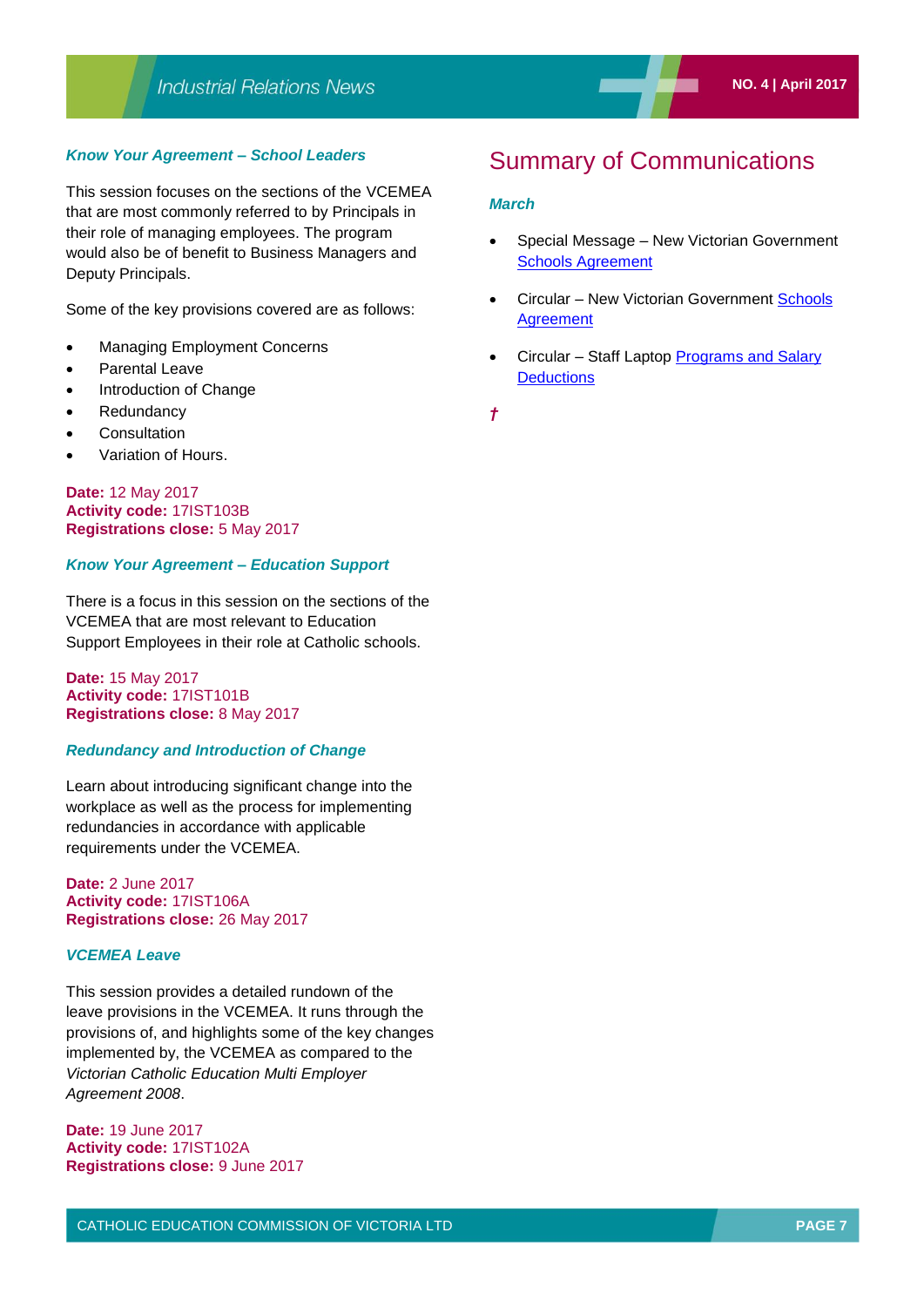### *Know Your Agreement – School Leaders*

This session focuses on the sections of the VCEMEA that are most commonly referred to by Principals in their role of managing employees. The program would also be of benefit to Business Managers and Deputy Principals.

Some of the key provisions covered are as follows:

- Managing Employment Concerns
- Parental Leave
- Introduction of Change
- Redundancy
- Consultation
- Variation of Hours.

**Date:** 12 May 2017
**Activity code:** 17IST103B
**Registrations close:** 5 May 2017

### *Know Your Agreement – Education Support*

There is a focus in this session on the sections of the VCEMEA that are most relevant to Education Support Employees in their role at Catholic schools.

**Date:** 15 May 2017
**Activity code:** 17IST101B
**Registrations close:** 8 May 2017

### *Redundancy and Introduction of Change*

Learn about introducing significant change into the workplace as well as the process for implementing redundancies in accordance with applicable requirements under the VCEMEA.

**Date:** 2 June 2017
**Activity code:** 17IST106A
**Registrations close:** 26 May 2017

### *VCEMEA Leave*

This session provides a detailed rundown of the leave provisions in the VCEMEA. It runs through the provisions of, and highlights some of the key changes implemented by, the VCEMEA as compared to the *Victorian Catholic Education Multi Employer Agreement 2008*.

**Date:** 19 June 2017
**Activity code:** 17IST102A
**Registrations close:** 9 June 2017

## Summary of Communications

### *March*

- Special Message – New Victorian Government Schools Agreement
- Circular – New Victorian Government Schools Agreement
- Circular – Staff Laptop Programs and Salary Deductions

†